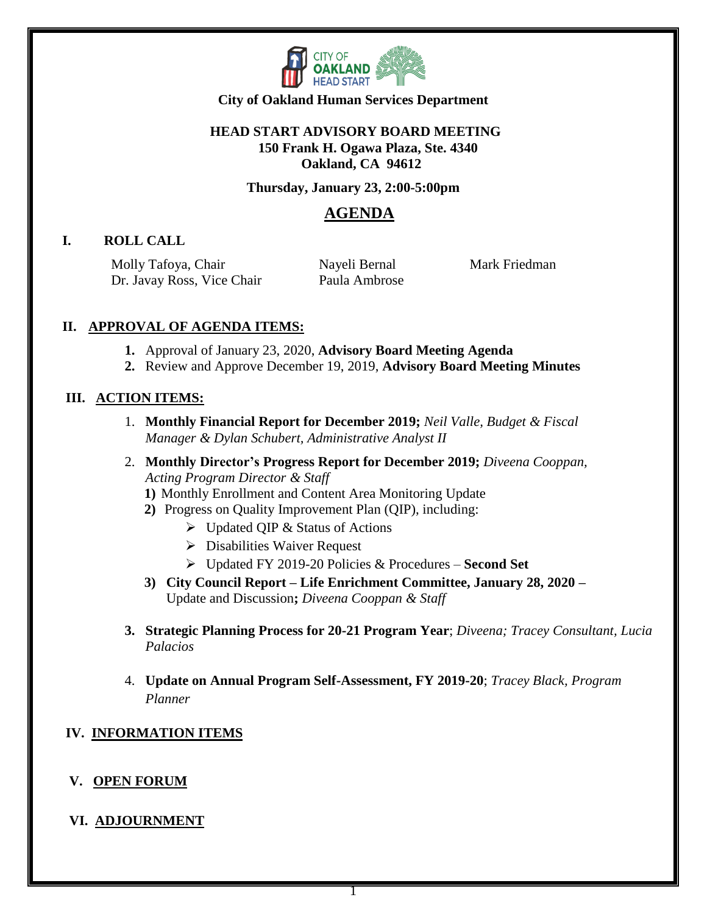**City of Oakland Human Services Department**

**HEAD START ADVISORY BOARD MEETING**
**150 Frank H. Ogawa Plaza, Ste. 4340**
**Oakland, CA 94612**

**Thursday, January 23, 2:00-5:00pm**

# AGENDA

## I. ROLL CALL

Molly Tafoya, Chair
Dr. Javay Ross, Vice Chair
Nayeli Bernal
Paula Ambrose
Mark Friedman

## II. APPROVAL OF AGENDA ITEMS:

1. Approval of January 23, 2020, **Advisory Board Meeting Agenda**
2. Review and Approve December 19, 2019, **Advisory Board Meeting Minutes**

## III. ACTION ITEMS:

1. **Monthly Financial Report for December 2019;** *Neil Valle, Budget & Fiscal Manager & Dylan Schubert, Administrative Analyst II*
2. **Monthly Director's Progress Report for December 2019;** *Diveena Cooppan, Acting Program Director & Staff*
   1) Monthly Enrollment and Content Area Monitoring Update
   2) Progress on Quality Improvement Plan (QIP), including:
      - Updated QIP & Status of Actions
      - Disabilities Waiver Request
      - Updated FY 2019-20 Policies & Procedures – **Second Set**
   3) **City Council Report – Life Enrichment Committee, January 28, 2020 –** Update and Discussion**;** *Diveena Cooppan & Staff*
3. **Strategic Planning Process for 20-21 Program Year**; *Diveena; Tracey Consultant, Lucia Palacios*
4. **Update on Annual Program Self-Assessment, FY 2019-20**; *Tracey Black, Program Planner*

## IV. INFORMATION ITEMS

## V. OPEN FORUM

## VI. ADJOURNMENT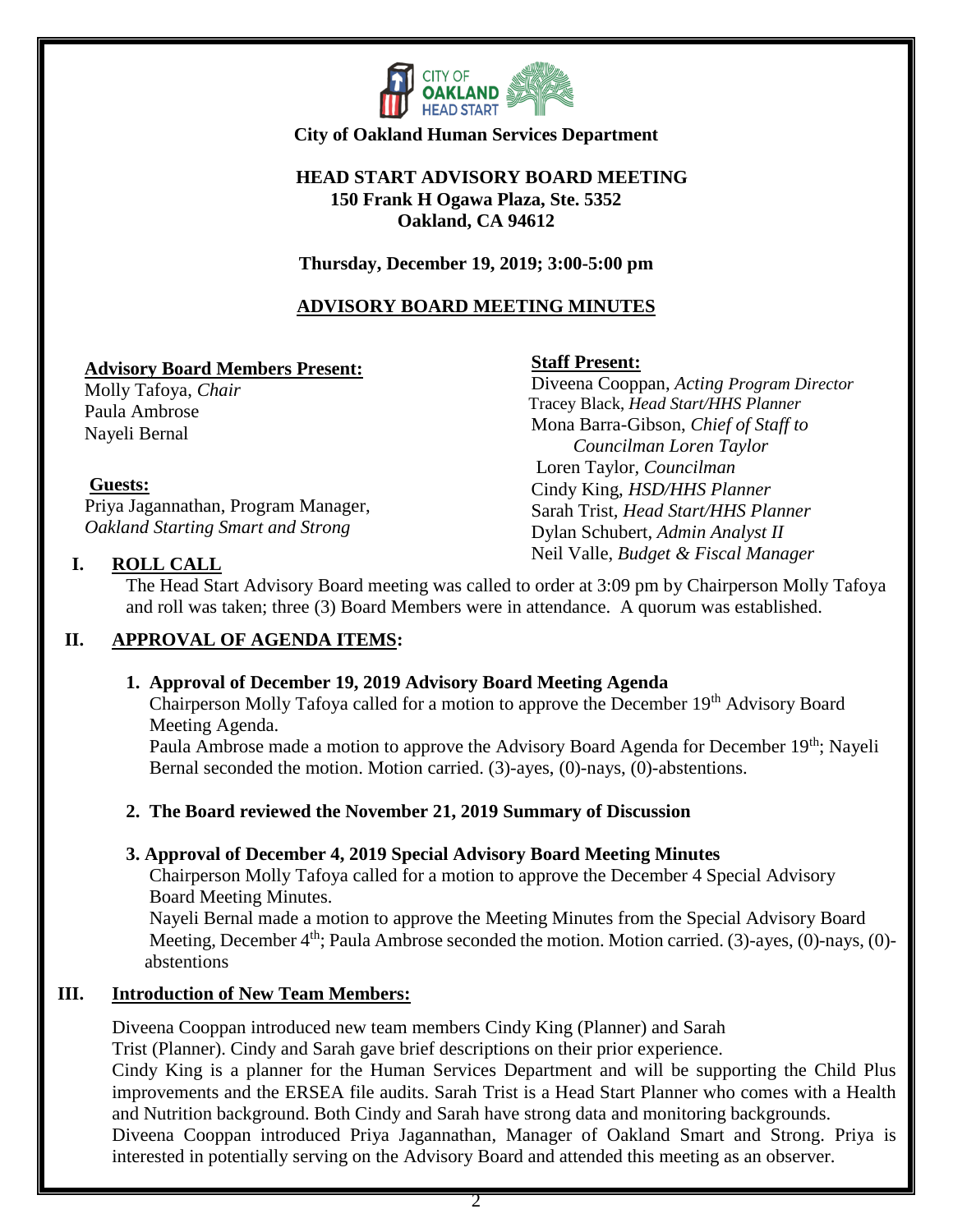**City of Oakland Human Services Department**

**HEAD START ADVISORY BOARD MEETING**
**150 Frank H Ogawa Plaza, Ste. 5352**
**Oakland, CA 94612**

**Thursday, December 19, 2019; 3:00-5:00 pm**

**ADVISORY BOARD MEETING MINUTES**

**Advisory Board Members Present:**
Molly Tafoya, *Chair*
Paula Ambrose
Nayeli Bernal

**Guests:**
Priya Jagannathan, Program Manager, *Oakland Starting Smart and Strong*

**Staff Present:**
Diveena Cooppan, *Acting Program Director*
Tracey Black, *Head Start/HHS Planner*
Mona Barra-Gibson, *Chief of Staff to Councilman Loren Taylor*
Loren Taylor, *Councilman*
Cindy King, *HSD/HHS Planner*
Sarah Trist, *Head Start/HHS Planner*
Dylan Schubert, *Admin Analyst II*
Neil Valle, *Budget & Fiscal Manager*

## I. ROLL CALL

The Head Start Advisory Board meeting was called to order at 3:09 pm by Chairperson Molly Tafoya and roll was taken; three (3) Board Members were in attendance. A quorum was established.

## II. APPROVAL OF AGENDA ITEMS:

1. **Approval of December 19, 2019 Advisory Board Meeting Agenda**
   Chairperson Molly Tafoya called for a motion to approve the December 19th Advisory Board Meeting Agenda.
   Paula Ambrose made a motion to approve the Advisory Board Agenda for December 19th; Nayeli Bernal seconded the motion. Motion carried. (3)-ayes, (0)-nays, (0)-abstentions.

2. **The Board reviewed the November 21, 2019 Summary of Discussion**

3. **Approval of December 4, 2019 Special Advisory Board Meeting Minutes**
   Chairperson Molly Tafoya called for a motion to approve the December 4 Special Advisory Board Meeting Minutes.
   Nayeli Bernal made a motion to approve the Meeting Minutes from the Special Advisory Board Meeting, December 4th; Paula Ambrose seconded the motion. Motion carried. (3)-ayes, (0)-nays, (0)-abstentions

## III. Introduction of New Team Members:

Diveena Cooppan introduced new team members Cindy King (Planner) and Sarah Trist (Planner). Cindy and Sarah gave brief descriptions on their prior experience.

Cindy King is a planner for the Human Services Department and will be supporting the Child Plus improvements and the ERSEA file audits. Sarah Trist is a Head Start Planner who comes with a Health and Nutrition background. Both Cindy and Sarah have strong data and monitoring backgrounds.

Diveena Cooppan introduced Priya Jagannathan, Manager of Oakland Smart and Strong. Priya is interested in potentially serving on the Advisory Board and attended this meeting as an observer.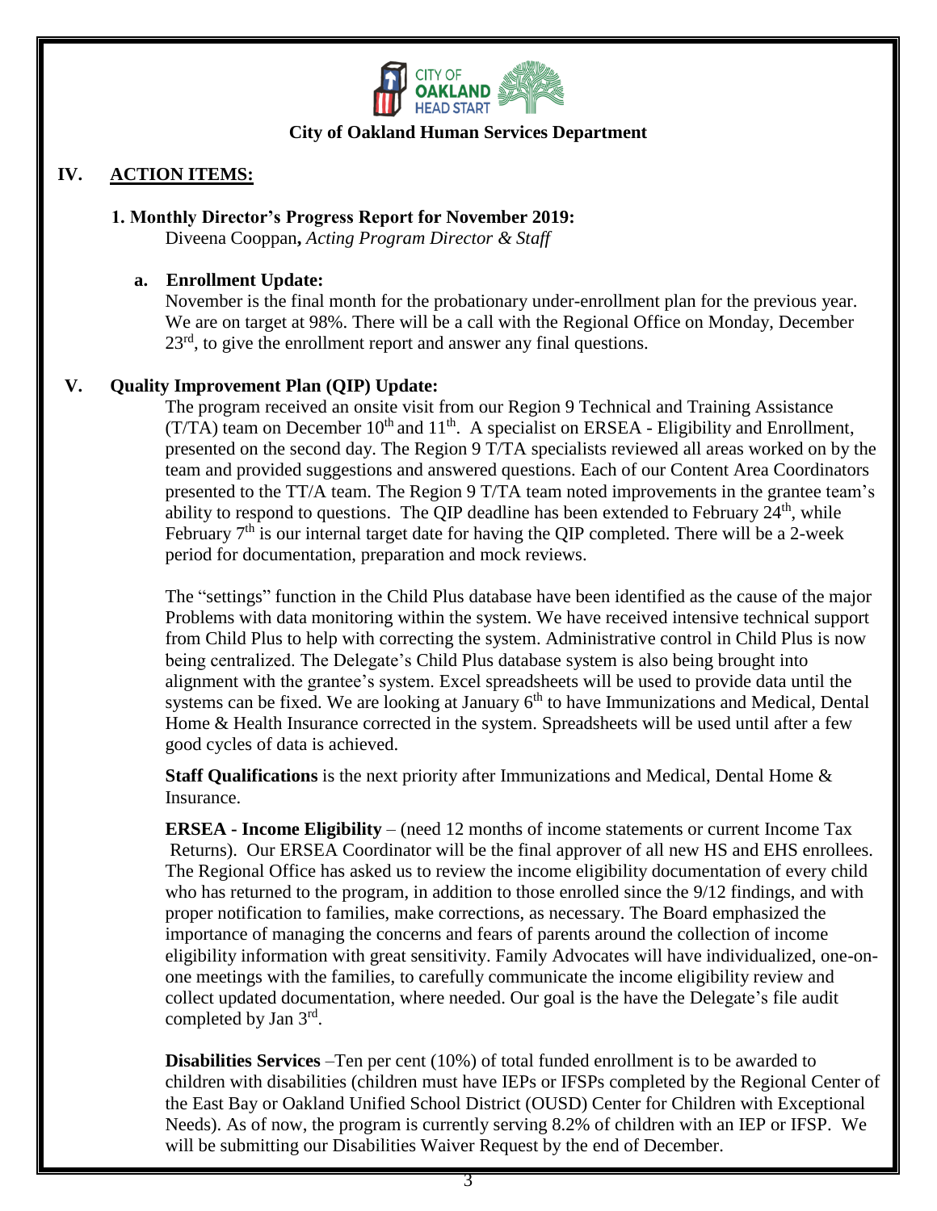**City of Oakland Human Services Department**

## IV. ACTION ITEMS:

### 1. Monthly Director's Progress Report for November 2019:

Diveena Cooppan**,** *Acting Program Director & Staff*

#### a. Enrollment Update:

November is the final month for the probationary under-enrollment plan for the previous year. We are on target at 98%. There will be a call with the Regional Office on Monday, December 23rd, to give the enrollment report and answer any final questions.

## V. Quality Improvement Plan (QIP) Update:

The program received an onsite visit from our Region 9 Technical and Training Assistance (T/TA) team on December 10th and 11th. A specialist on ERSEA - Eligibility and Enrollment, presented on the second day. The Region 9 T/TA specialists reviewed all areas worked on by the team and provided suggestions and answered questions. Each of our Content Area Coordinators presented to the TT/A team. The Region 9 T/TA team noted improvements in the grantee team's ability to respond to questions. The QIP deadline has been extended to February 24th, while February 7th is our internal target date for having the QIP completed. There will be a 2-week period for documentation, preparation and mock reviews.

The "settings" function in the Child Plus database have been identified as the cause of the major Problems with data monitoring within the system. We have received intensive technical support from Child Plus to help with correcting the system. Administrative control in Child Plus is now being centralized. The Delegate's Child Plus database system is also being brought into alignment with the grantee's system. Excel spreadsheets will be used to provide data until the systems can be fixed. We are looking at January 6th to have Immunizations and Medical, Dental Home & Health Insurance corrected in the system. Spreadsheets will be used until after a few good cycles of data is achieved.

**Staff Qualifications** is the next priority after Immunizations and Medical, Dental Home & Insurance.

**ERSEA - Income Eligibility** – (need 12 months of income statements or current Income Tax Returns). Our ERSEA Coordinator will be the final approver of all new HS and EHS enrollees. The Regional Office has asked us to review the income eligibility documentation of every child who has returned to the program, in addition to those enrolled since the 9/12 findings, and with proper notification to families, make corrections, as necessary. The Board emphasized the importance of managing the concerns and fears of parents around the collection of income eligibility information with great sensitivity. Family Advocates will have individualized, one-on-one meetings with the families, to carefully communicate the income eligibility review and collect updated documentation, where needed. Our goal is the have the Delegate's file audit completed by Jan 3rd.

**Disabilities Services** –Ten per cent (10%) of total funded enrollment is to be awarded to children with disabilities (children must have IEPs or IFSPs completed by the Regional Center of the East Bay or Oakland Unified School District (OUSD) Center for Children with Exceptional Needs). As of now, the program is currently serving 8.2% of children with an IEP or IFSP. We will be submitting our Disabilities Waiver Request by the end of December.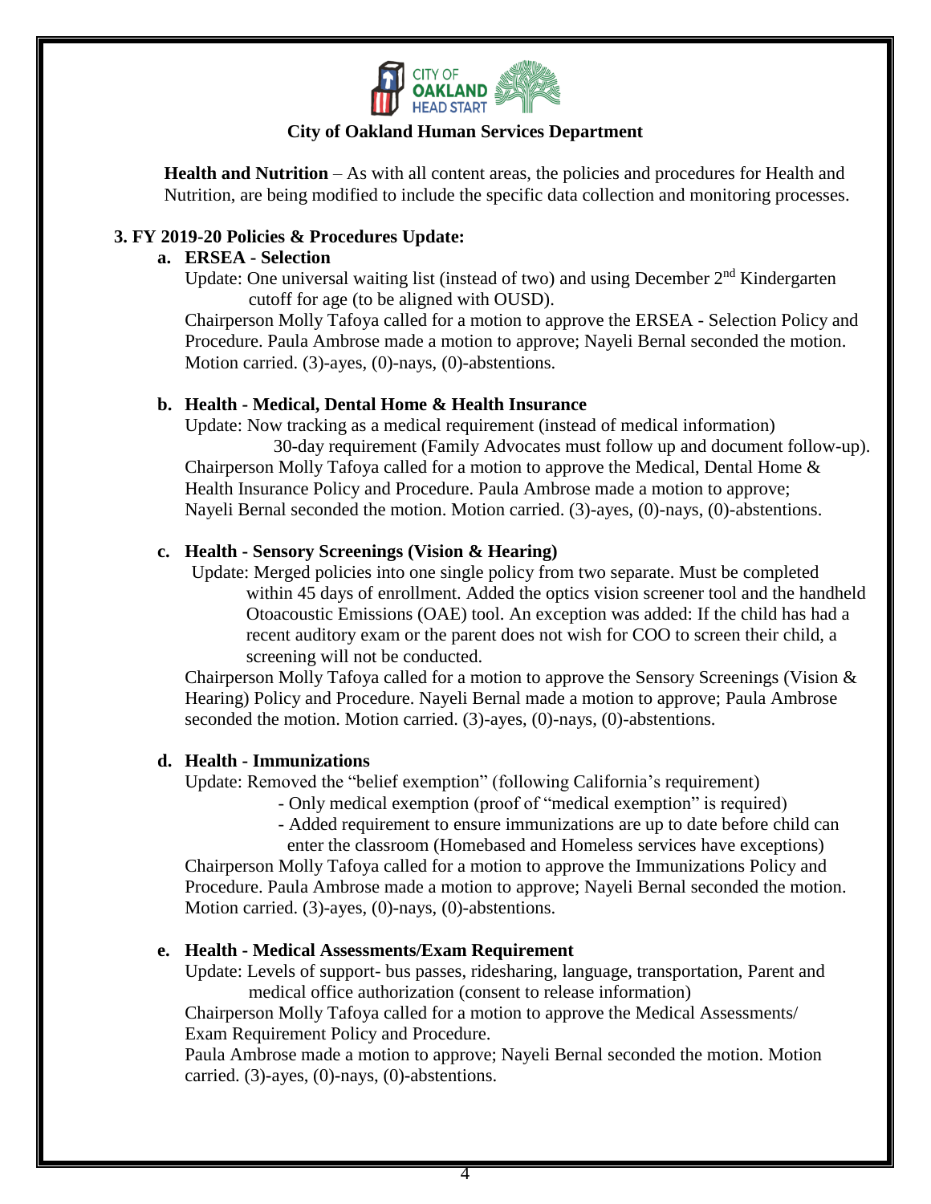**City of Oakland Human Services Department**

**Health and Nutrition** – As with all content areas, the policies and procedures for Health and Nutrition, are being modified to include the specific data collection and monitoring processes.

**3. FY 2019-20 Policies & Procedures Update:**

**a. ERSEA - Selection**

Update: One universal waiting list (instead of two) and using December 2nd Kindergarten cutoff for age (to be aligned with OUSD).

Chairperson Molly Tafoya called for a motion to approve the ERSEA - Selection Policy and Procedure. Paula Ambrose made a motion to approve; Nayeli Bernal seconded the motion. Motion carried. (3)-ayes, (0)-nays, (0)-abstentions.

**b. Health - Medical, Dental Home & Health Insurance**

Update: Now tracking as a medical requirement (instead of medical information)
30-day requirement (Family Advocates must follow up and document follow-up).

Chairperson Molly Tafoya called for a motion to approve the Medical, Dental Home & Health Insurance Policy and Procedure. Paula Ambrose made a motion to approve; Nayeli Bernal seconded the motion. Motion carried. (3)-ayes, (0)-nays, (0)-abstentions.

**c. Health - Sensory Screenings (Vision & Hearing)**

Update: Merged policies into one single policy from two separate. Must be completed within 45 days of enrollment. Added the optics vision screener tool and the handheld Otoacoustic Emissions (OAE) tool. An exception was added: If the child has had a recent auditory exam or the parent does not wish for COO to screen their child, a screening will not be conducted.

Chairperson Molly Tafoya called for a motion to approve the Sensory Screenings (Vision & Hearing) Policy and Procedure. Nayeli Bernal made a motion to approve; Paula Ambrose seconded the motion. Motion carried. (3)-ayes, (0)-nays, (0)-abstentions.

**d. Health - Immunizations**

Update: Removed the "belief exemption" (following California's requirement)
- Only medical exemption (proof of "medical exemption" is required)
- Added requirement to ensure immunizations are up to date before child can enter the classroom (Homebased and Homeless services have exceptions)

Chairperson Molly Tafoya called for a motion to approve the Immunizations Policy and Procedure. Paula Ambrose made a motion to approve; Nayeli Bernal seconded the motion. Motion carried. (3)-ayes, (0)-nays, (0)-abstentions.

**e. Health - Medical Assessments/Exam Requirement**

Update: Levels of support- bus passes, ridesharing, language, transportation, Parent and medical office authorization (consent to release information)

Chairperson Molly Tafoya called for a motion to approve the Medical Assessments/ Exam Requirement Policy and Procedure.

Paula Ambrose made a motion to approve; Nayeli Bernal seconded the motion. Motion carried. (3)-ayes, (0)-nays, (0)-abstentions.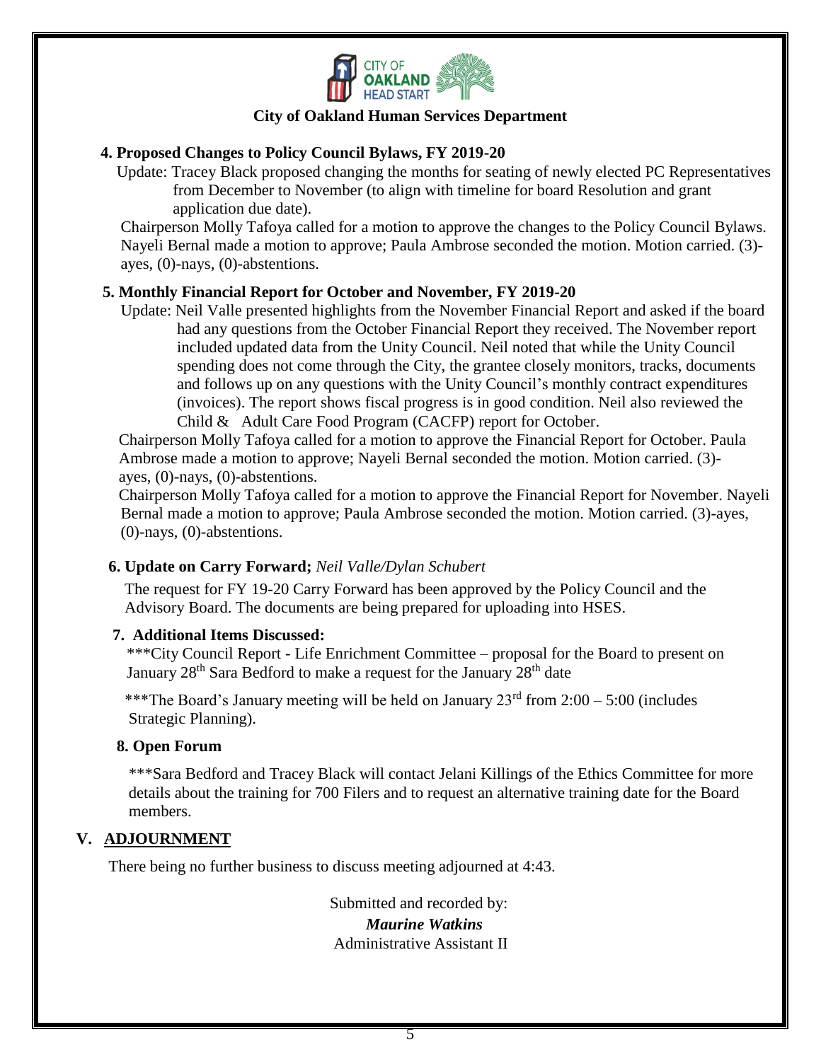**City of Oakland Human Services Department**

**4. Proposed Changes to Policy Council Bylaws, FY 2019-20**

Update: Tracey Black proposed changing the months for seating of newly elected PC Representatives from December to November (to align with timeline for board Resolution and grant application due date).

Chairperson Molly Tafoya called for a motion to approve the changes to the Policy Council Bylaws. Nayeli Bernal made a motion to approve; Paula Ambrose seconded the motion. Motion carried. (3)-ayes, (0)-nays, (0)-abstentions.

**5. Monthly Financial Report for October and November, FY 2019-20**

Update: Neil Valle presented highlights from the November Financial Report and asked if the board had any questions from the October Financial Report they received. The November report included updated data from the Unity Council. Neil noted that while the Unity Council spending does not come through the City, the grantee closely monitors, tracks, documents and follows up on any questions with the Unity Council's monthly contract expenditures (invoices). The report shows fiscal progress is in good condition. Neil also reviewed the Child & Adult Care Food Program (CACFP) report for October.

Chairperson Molly Tafoya called for a motion to approve the Financial Report for October. Paula Ambrose made a motion to approve; Nayeli Bernal seconded the motion. Motion carried. (3)-ayes, (0)-nays, (0)-abstentions.

Chairperson Molly Tafoya called for a motion to approve the Financial Report for November. Nayeli Bernal made a motion to approve; Paula Ambrose seconded the motion. Motion carried. (3)-ayes, (0)-nays, (0)-abstentions.

**6. Update on Carry Forward;** *Neil Valle/Dylan Schubert*

The request for FY 19-20 Carry Forward has been approved by the Policy Council and the Advisory Board. The documents are being prepared for uploading into HSES.

**7. Additional Items Discussed:**

***City Council Report - Life Enrichment Committee – proposal for the Board to present on January 28th Sara Bedford to make a request for the January 28th date

***The Board's January meeting will be held on January 23rd from 2:00 – 5:00 (includes Strategic Planning).

**8. Open Forum**

***Sara Bedford and Tracey Black will contact Jelani Killings of the Ethics Committee for more details about the training for 700 Filers and to request an alternative training date for the Board members.

## V. ADJOURNMENT

There being no further business to discuss meeting adjourned at 4:43.

Submitted and recorded by:
***Maurine Watkins***
Administrative Assistant II